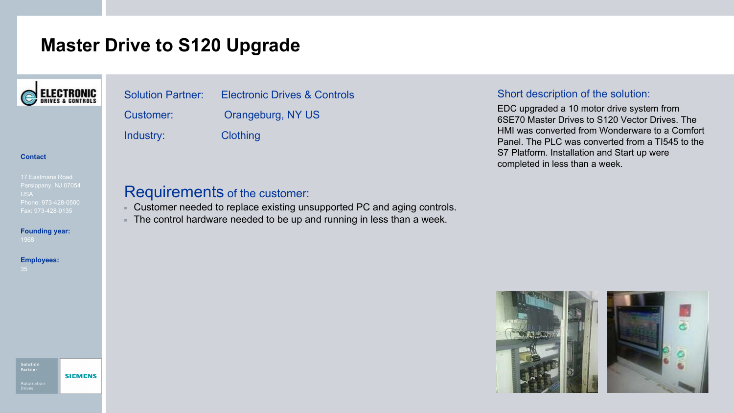# Master Drive to S120 Upgrade

ELECTRONIC DRIVES & CONTROLS

**Contact**

17 Eastmans Road
Parsippany, NJ 07054
USA
Phone: 973-428-0500
Fax: 973-428-0135

**Founding year:**
1968

**Employees:**
35

| | |
|---|---|
| Solution Partner: | Electronic Drives & Controls |
| Customer: | Orangeburg, NY US |
| Industry: | Clothing |

## Requirements of the customer:

- Customer needed to replace existing unsupported PC and aging controls.
- The control hardware needed to be up and running in less than a week.

## Short description of the solution:

EDC upgraded a 10 motor drive system from 6SE70 Master Drives to S120 Vector Drives. The HMI was converted from Wonderware to a Comfort Panel. The PLC was converted from a TI545 to the S7 Platform. Installation and Start up were completed in less than a week.

Solution Partner
Automation Drives
SIEMENS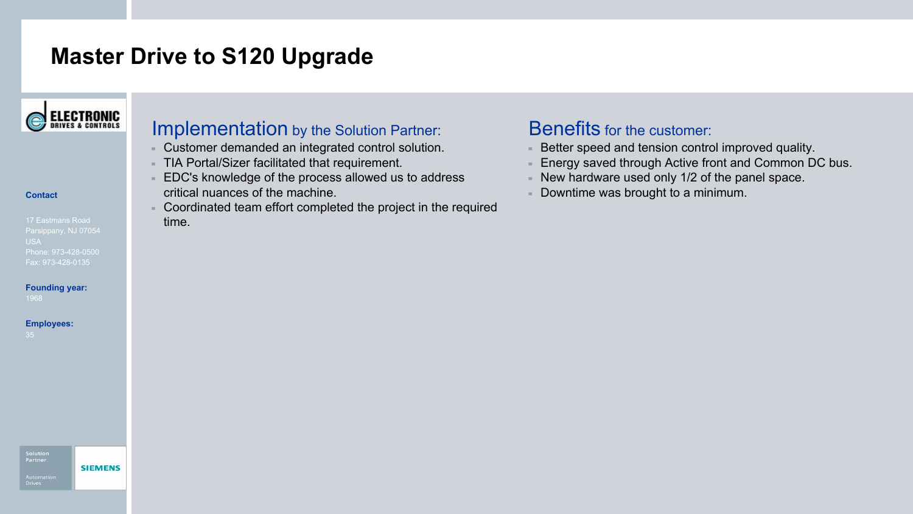# Master Drive to S120 Upgrade

ELECTRONIC DRIVES & CONTROLS

**Contact**

17 Eastmans Road
Parsippany, NJ 07054
USA
Phone: 973-428-0500
Fax: 973-428-0135

**Founding year:**
1968

**Employees:**
35

## Implementation by the Solution Partner:

- Customer demanded an integrated control solution.
- TIA Portal/Sizer facilitated that requirement.
- EDC's knowledge of the process allowed us to address critical nuances of the machine.
- Coordinated team effort completed the project in the required time.

## Benefits for the customer:

- Better speed and tension control improved quality.
- Energy saved through Active front and Common DC bus.
- New hardware used only 1/2 of the panel space.
- Downtime was brought to a minimum.

Solution Partner

Automation Drives

SIEMENS